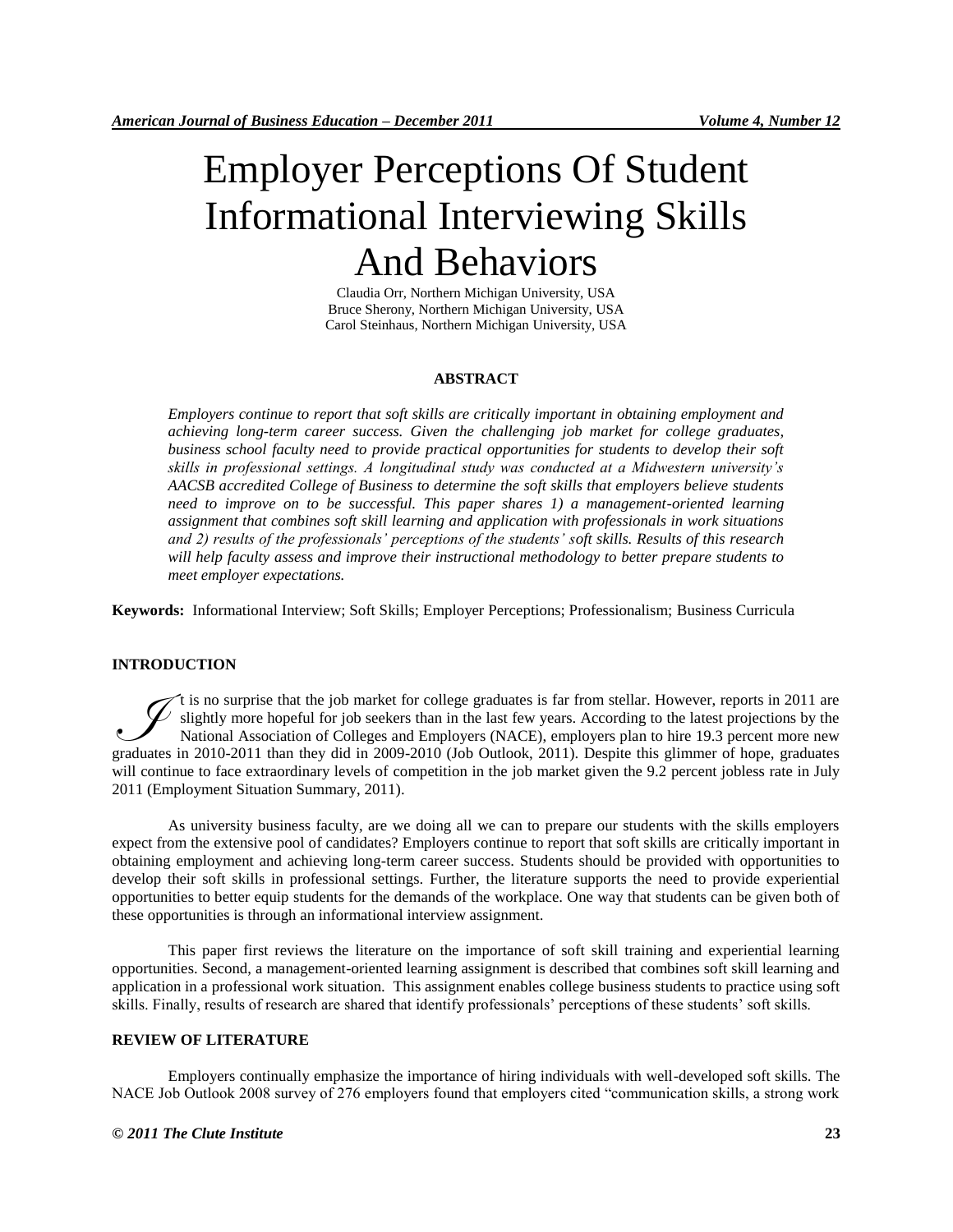# Employer Perceptions Of Student Informational Interviewing Skills And Behaviors

Claudia Orr, Northern Michigan University, USA
Bruce Sherony, Northern Michigan University, USA
Carol Steinhaus, Northern Michigan University, USA

## ABSTRACT

*Employers continue to report that soft skills are critically important in obtaining employment and achieving long-term career success. Given the challenging job market for college graduates, business school faculty need to provide practical opportunities for students to develop their soft skills in professional settings. A longitudinal study was conducted at a Midwestern university's AACSB accredited College of Business to determine the soft skills that employers believe students need to improve on to be successful. This paper shares 1) a management-oriented learning assignment that combines soft skill learning and application with professionals in work situations and 2) results of the professionals' perceptions of the students' soft skills. Results of this research will help faculty assess and improve their instructional methodology to better prepare students to meet employer expectations.*

**Keywords:** Informational Interview; Soft Skills; Employer Perceptions; Professionalism; Business Curricula

## INTRODUCTION

It is no surprise that the job market for college graduates is far from stellar. However, reports in 2011 are slightly more hopeful for job seekers than in the last few years. According to the latest projections by the National Association of Colleges and Employers (NACE), employers plan to hire 19.3 percent more new graduates in 2010-2011 than they did in 2009-2010 (Job Outlook, 2011). Despite this glimmer of hope, graduates will continue to face extraordinary levels of competition in the job market given the 9.2 percent jobless rate in July 2011 (Employment Situation Summary, 2011).

As university business faculty, are we doing all we can to prepare our students with the skills employers expect from the extensive pool of candidates? Employers continue to report that soft skills are critically important in obtaining employment and achieving long-term career success. Students should be provided with opportunities to develop their soft skills in professional settings. Further, the literature supports the need to provide experiential opportunities to better equip students for the demands of the workplace. One way that students can be given both of these opportunities is through an informational interview assignment.

This paper first reviews the literature on the importance of soft skill training and experiential learning opportunities. Second, a management-oriented learning assignment is described that combines soft skill learning and application in a professional work situation. This assignment enables college business students to practice using soft skills. Finally, results of research are shared that identify professionals' perceptions of these students' soft skills.

## REVIEW OF LITERATURE

Employers continually emphasize the importance of hiring individuals with well-developed soft skills. The NACE Job Outlook 2008 survey of 276 employers found that employers cited "communication skills, a strong work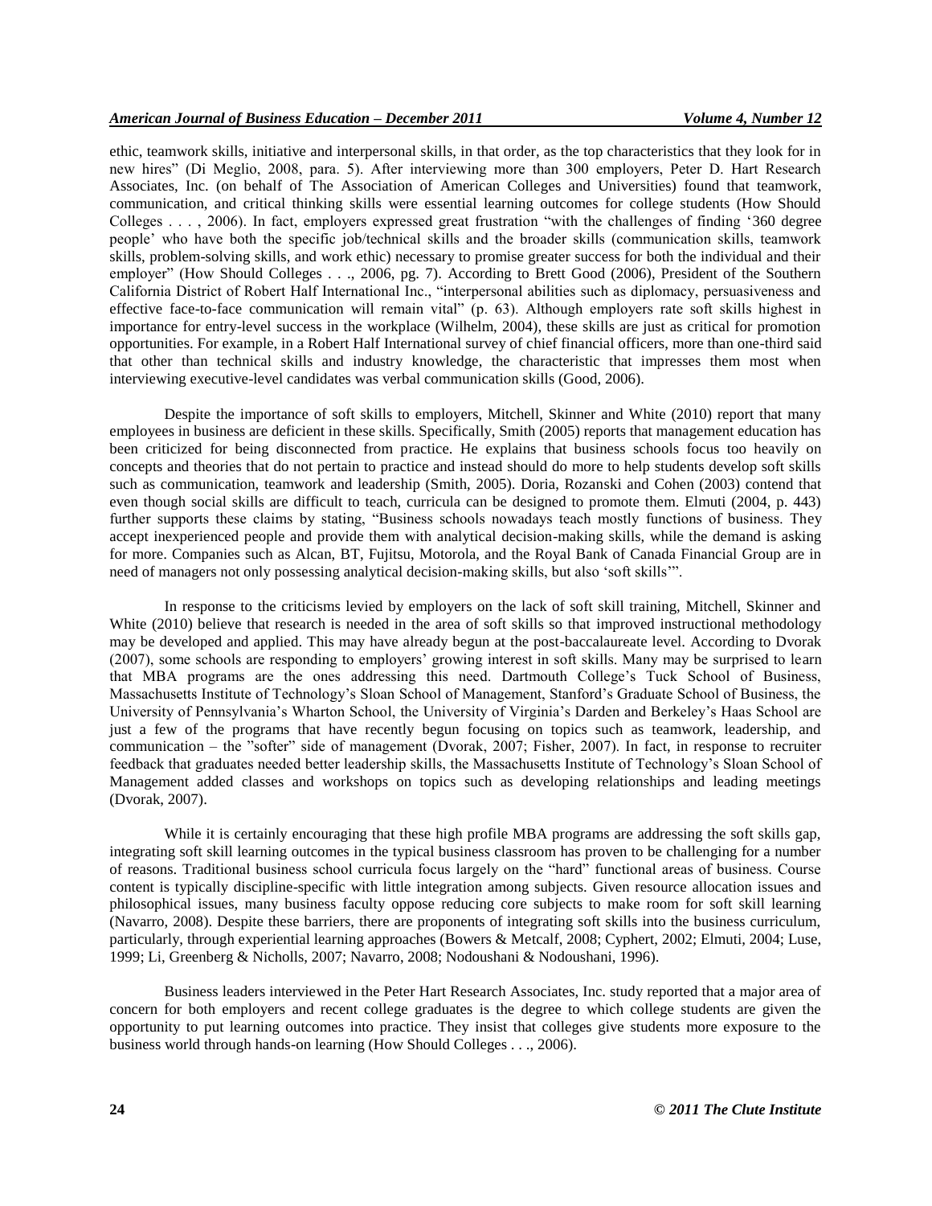ethic, teamwork skills, initiative and interpersonal skills, in that order, as the top characteristics that they look for in new hires" (Di Meglio, 2008, para. 5). After interviewing more than 300 employers, Peter D. Hart Research Associates, Inc. (on behalf of The Association of American Colleges and Universities) found that teamwork, communication, and critical thinking skills were essential learning outcomes for college students (How Should Colleges . . . , 2006). In fact, employers expressed great frustration "with the challenges of finding '360 degree people' who have both the specific job/technical skills and the broader skills (communication skills, teamwork skills, problem-solving skills, and work ethic) necessary to promise greater success for both the individual and their employer" (How Should Colleges . . ., 2006, pg. 7). According to Brett Good (2006), President of the Southern California District of Robert Half International Inc., "interpersonal abilities such as diplomacy, persuasiveness and effective face-to-face communication will remain vital" (p. 63). Although employers rate soft skills highest in importance for entry-level success in the workplace (Wilhelm, 2004), these skills are just as critical for promotion opportunities. For example, in a Robert Half International survey of chief financial officers, more than one-third said that other than technical skills and industry knowledge, the characteristic that impresses them most when interviewing executive-level candidates was verbal communication skills (Good, 2006).

Despite the importance of soft skills to employers, Mitchell, Skinner and White (2010) report that many employees in business are deficient in these skills. Specifically, Smith (2005) reports that management education has been criticized for being disconnected from practice. He explains that business schools focus too heavily on concepts and theories that do not pertain to practice and instead should do more to help students develop soft skills such as communication, teamwork and leadership (Smith, 2005). Doria, Rozanski and Cohen (2003) contend that even though social skills are difficult to teach, curricula can be designed to promote them. Elmuti (2004, p. 443) further supports these claims by stating, "Business schools nowadays teach mostly functions of business. They accept inexperienced people and provide them with analytical decision-making skills, while the demand is asking for more. Companies such as Alcan, BT, Fujitsu, Motorola, and the Royal Bank of Canada Financial Group are in need of managers not only possessing analytical decision-making skills, but also 'soft skills'".

In response to the criticisms levied by employers on the lack of soft skill training, Mitchell, Skinner and White (2010) believe that research is needed in the area of soft skills so that improved instructional methodology may be developed and applied. This may have already begun at the post-baccalaureate level. According to Dvorak (2007), some schools are responding to employers' growing interest in soft skills. Many may be surprised to learn that MBA programs are the ones addressing this need. Dartmouth College's Tuck School of Business, Massachusetts Institute of Technology's Sloan School of Management, Stanford's Graduate School of Business, the University of Pennsylvania's Wharton School, the University of Virginia's Darden and Berkeley's Haas School are just a few of the programs that have recently begun focusing on topics such as teamwork, leadership, and communication – the "softer" side of management (Dvorak, 2007; Fisher, 2007). In fact, in response to recruiter feedback that graduates needed better leadership skills, the Massachusetts Institute of Technology's Sloan School of Management added classes and workshops on topics such as developing relationships and leading meetings (Dvorak, 2007).

While it is certainly encouraging that these high profile MBA programs are addressing the soft skills gap, integrating soft skill learning outcomes in the typical business classroom has proven to be challenging for a number of reasons. Traditional business school curricula focus largely on the "hard" functional areas of business. Course content is typically discipline-specific with little integration among subjects. Given resource allocation issues and philosophical issues, many business faculty oppose reducing core subjects to make room for soft skill learning (Navarro, 2008). Despite these barriers, there are proponents of integrating soft skills into the business curriculum, particularly, through experiential learning approaches (Bowers & Metcalf, 2008; Cyphert, 2002; Elmuti, 2004; Luse, 1999; Li, Greenberg & Nicholls, 2007; Navarro, 2008; Nodoushani & Nodoushani, 1996).

Business leaders interviewed in the Peter Hart Research Associates, Inc. study reported that a major area of concern for both employers and recent college graduates is the degree to which college students are given the opportunity to put learning outcomes into practice. They insist that colleges give students more exposure to the business world through hands-on learning (How Should Colleges . . ., 2006).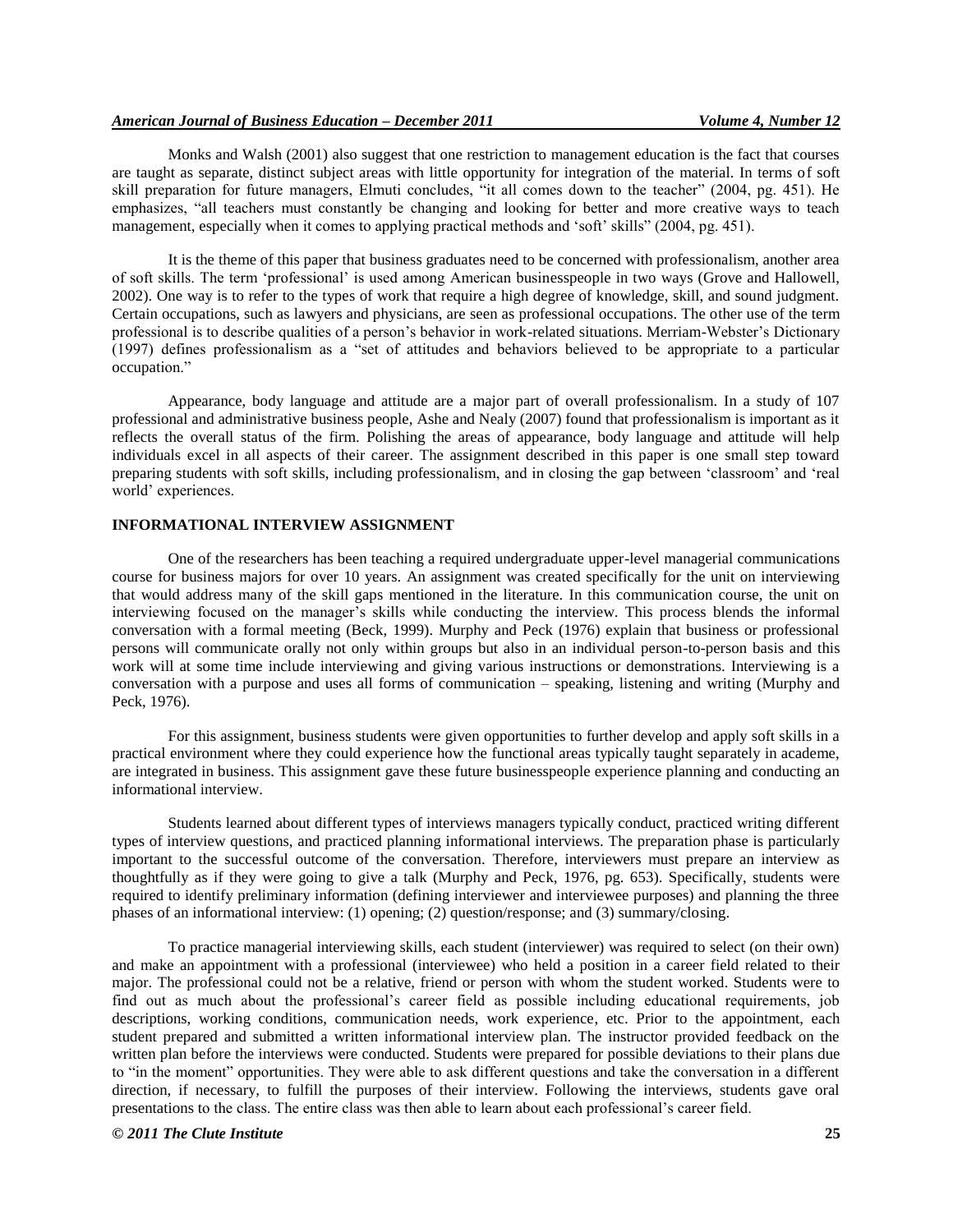Monks and Walsh (2001) also suggest that one restriction to management education is the fact that courses are taught as separate, distinct subject areas with little opportunity for integration of the material. In terms of soft skill preparation for future managers, Elmuti concludes, "it all comes down to the teacher" (2004, pg. 451). He emphasizes, "all teachers must constantly be changing and looking for better and more creative ways to teach management, especially when it comes to applying practical methods and 'soft' skills" (2004, pg. 451).

It is the theme of this paper that business graduates need to be concerned with professionalism, another area of soft skills. The term 'professional' is used among American businesspeople in two ways (Grove and Hallowell, 2002). One way is to refer to the types of work that require a high degree of knowledge, skill, and sound judgment. Certain occupations, such as lawyers and physicians, are seen as professional occupations. The other use of the term professional is to describe qualities of a person's behavior in work-related situations. Merriam-Webster's Dictionary (1997) defines professionalism as a "set of attitudes and behaviors believed to be appropriate to a particular occupation."

Appearance, body language and attitude are a major part of overall professionalism. In a study of 107 professional and administrative business people, Ashe and Nealy (2007) found that professionalism is important as it reflects the overall status of the firm. Polishing the areas of appearance, body language and attitude will help individuals excel in all aspects of their career. The assignment described in this paper is one small step toward preparing students with soft skills, including professionalism, and in closing the gap between 'classroom' and 'real world' experiences.

## INFORMATIONAL INTERVIEW ASSIGNMENT

One of the researchers has been teaching a required undergraduate upper-level managerial communications course for business majors for over 10 years. An assignment was created specifically for the unit on interviewing that would address many of the skill gaps mentioned in the literature. In this communication course, the unit on interviewing focused on the manager's skills while conducting the interview. This process blends the informal conversation with a formal meeting (Beck, 1999). Murphy and Peck (1976) explain that business or professional persons will communicate orally not only within groups but also in an individual person-to-person basis and this work will at some time include interviewing and giving various instructions or demonstrations. Interviewing is a conversation with a purpose and uses all forms of communication – speaking, listening and writing (Murphy and Peck, 1976).

For this assignment, business students were given opportunities to further develop and apply soft skills in a practical environment where they could experience how the functional areas typically taught separately in academe, are integrated in business. This assignment gave these future businesspeople experience planning and conducting an informational interview.

Students learned about different types of interviews managers typically conduct, practiced writing different types of interview questions, and practiced planning informational interviews. The preparation phase is particularly important to the successful outcome of the conversation. Therefore, interviewers must prepare an interview as thoughtfully as if they were going to give a talk (Murphy and Peck, 1976, pg. 653). Specifically, students were required to identify preliminary information (defining interviewer and interviewee purposes) and planning the three phases of an informational interview: (1) opening; (2) question/response; and (3) summary/closing.

To practice managerial interviewing skills, each student (interviewer) was required to select (on their own) and make an appointment with a professional (interviewee) who held a position in a career field related to their major. The professional could not be a relative, friend or person with whom the student worked. Students were to find out as much about the professional's career field as possible including educational requirements, job descriptions, working conditions, communication needs, work experience, etc. Prior to the appointment, each student prepared and submitted a written informational interview plan. The instructor provided feedback on the written plan before the interviews were conducted. Students were prepared for possible deviations to their plans due to "in the moment" opportunities. They were able to ask different questions and take the conversation in a different direction, if necessary, to fulfill the purposes of their interview. Following the interviews, students gave oral presentations to the class. The entire class was then able to learn about each professional's career field.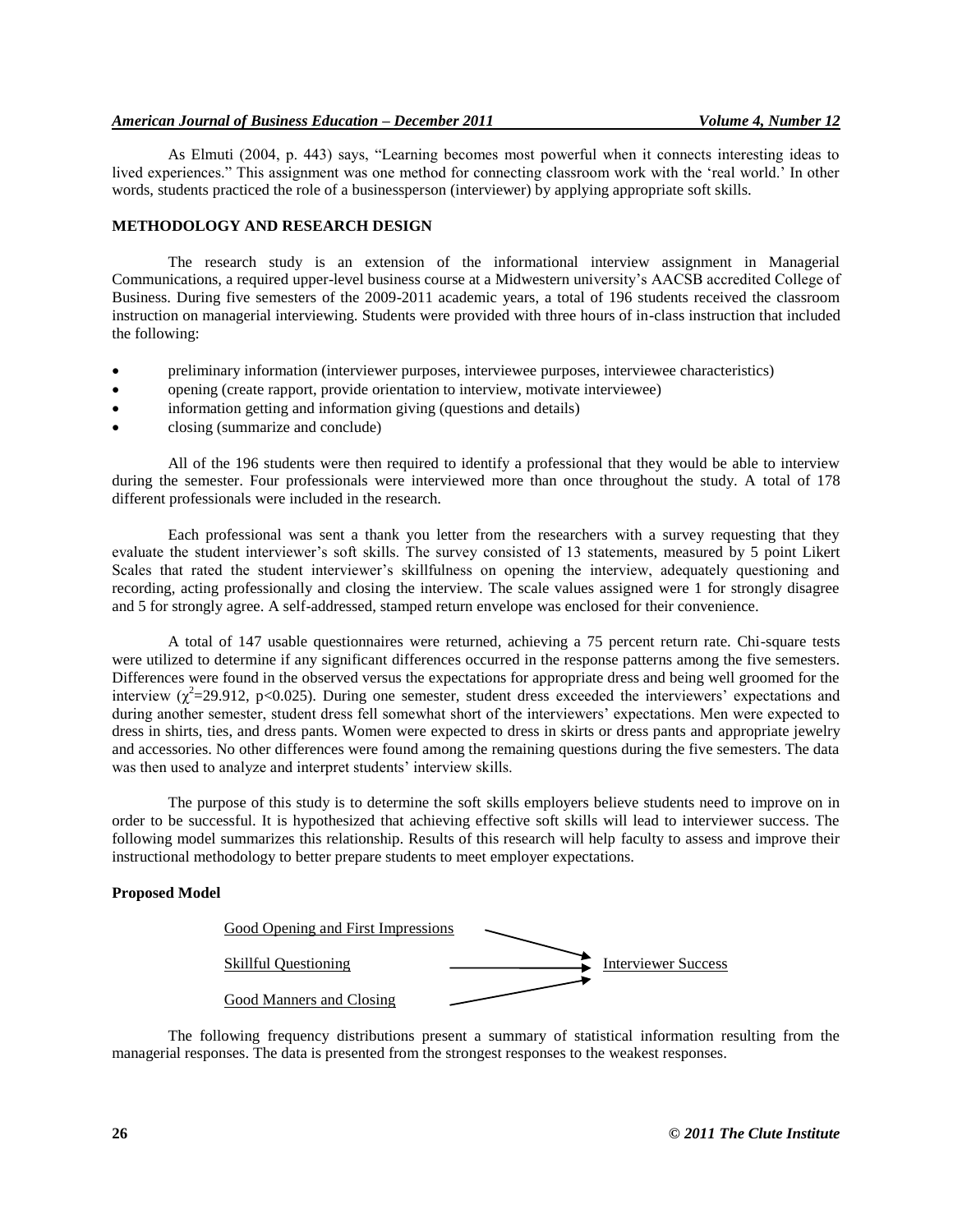As Elmuti (2004, p. 443) says, "Learning becomes most powerful when it connects interesting ideas to lived experiences." This assignment was one method for connecting classroom work with the 'real world.' In other words, students practiced the role of a businessperson (interviewer) by applying appropriate soft skills.

## METHODOLOGY AND RESEARCH DESIGN

The research study is an extension of the informational interview assignment in Managerial Communications, a required upper-level business course at a Midwestern university's AACSB accredited College of Business. During five semesters of the 2009-2011 academic years, a total of 196 students received the classroom instruction on managerial interviewing. Students were provided with three hours of in-class instruction that included the following:

- preliminary information (interviewer purposes, interviewee purposes, interviewee characteristics)
- opening (create rapport, provide orientation to interview, motivate interviewee)
- information getting and information giving (questions and details)
- closing (summarize and conclude)

All of the 196 students were then required to identify a professional that they would be able to interview during the semester. Four professionals were interviewed more than once throughout the study. A total of 178 different professionals were included in the research.

Each professional was sent a thank you letter from the researchers with a survey requesting that they evaluate the student interviewer's soft skills. The survey consisted of 13 statements, measured by 5 point Likert Scales that rated the student interviewer's skillfulness on opening the interview, adequately questioning and recording, acting professionally and closing the interview. The scale values assigned were 1 for strongly disagree and 5 for strongly agree. A self-addressed, stamped return envelope was enclosed for their convenience.

A total of 147 usable questionnaires were returned, achieving a 75 percent return rate. Chi-square tests were utilized to determine if any significant differences occurred in the response patterns among the five semesters. Differences were found in the observed versus the expectations for appropriate dress and being well groomed for the interview ($\chi^2$=29.912, $p<0.025$). During one semester, student dress exceeded the interviewers' expectations and during another semester, student dress fell somewhat short of the interviewers' expectations. Men were expected to dress in shirts, ties, and dress pants. Women were expected to dress in skirts or dress pants and appropriate jewelry and accessories. No other differences were found among the remaining questions during the five semesters. The data was then used to analyze and interpret students' interview skills.

The purpose of this study is to determine the soft skills employers believe students need to improve on in order to be successful. It is hypothesized that achieving effective soft skills will lead to interviewer success. The following model summarizes this relationship. Results of this research will help faculty to assess and improve their instructional methodology to better prepare students to meet employer expectations.

### Proposed Model

Good Opening and First Impressions →
Skillful Questioning → Interviewer Success
Good Manners and Closing →

The following frequency distributions present a summary of statistical information resulting from the managerial responses. The data is presented from the strongest responses to the weakest responses.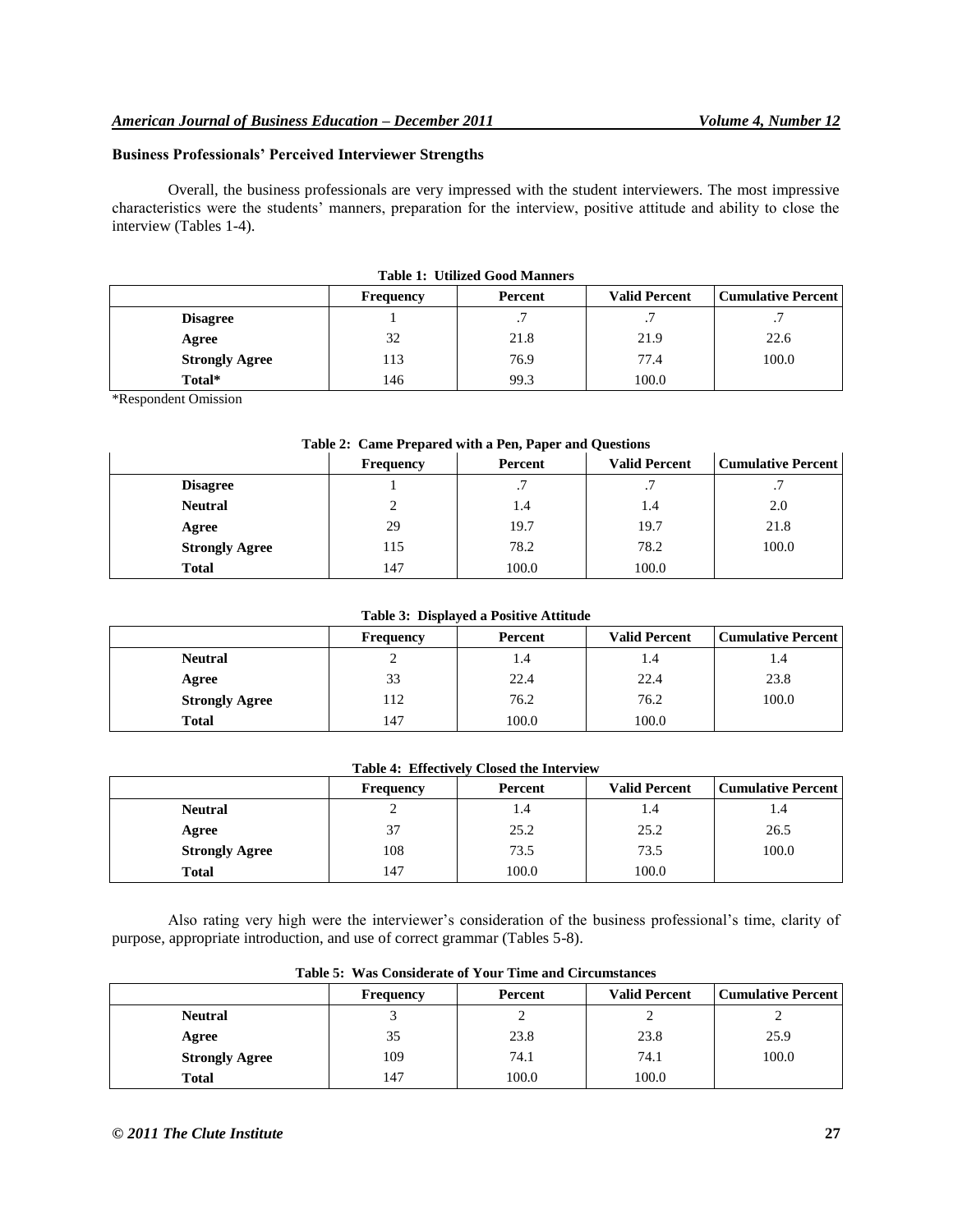### Business Professionals' Perceived Interviewer Strengths

Overall, the business professionals are very impressed with the student interviewers. The most impressive characteristics were the students' manners, preparation for the interview, positive attitude and ability to close the interview (Tables 1-4).

**Table 1: Utilized Good Manners**

| | Frequency | Percent | Valid Percent | Cumulative Percent |
|---|---|---|---|---|
| **Disagree** | 1 | .7 | .7 | .7 |
| **Agree** | 32 | 21.8 | 21.9 | 22.6 |
| **Strongly Agree** | 113 | 76.9 | 77.4 | 100.0 |
| **Total*** | 146 | 99.3 | 100.0 | |

*Respondent Omission

**Table 2: Came Prepared with a Pen, Paper and Questions**

| | Frequency | Percent | Valid Percent | Cumulative Percent |
|---|---|---|---|---|
| **Disagree** | 1 | .7 | .7 | .7 |
| **Neutral** | 2 | 1.4 | 1.4 | 2.0 |
| **Agree** | 29 | 19.7 | 19.7 | 21.8 |
| **Strongly Agree** | 115 | 78.2 | 78.2 | 100.0 |
| **Total** | 147 | 100.0 | 100.0 | |

**Table 3: Displayed a Positive Attitude**

| | Frequency | Percent | Valid Percent | Cumulative Percent |
|---|---|---|---|---|
| **Neutral** | 2 | 1.4 | 1.4 | 1.4 |
| **Agree** | 33 | 22.4 | 22.4 | 23.8 |
| **Strongly Agree** | 112 | 76.2 | 76.2 | 100.0 |
| **Total** | 147 | 100.0 | 100.0 | |

**Table 4: Effectively Closed the Interview**

| | Frequency | Percent | Valid Percent | Cumulative Percent |
|---|---|---|---|---|
| **Neutral** | 2 | 1.4 | 1.4 | 1.4 |
| **Agree** | 37 | 25.2 | 25.2 | 26.5 |
| **Strongly Agree** | 108 | 73.5 | 73.5 | 100.0 |
| **Total** | 147 | 100.0 | 100.0 | |

Also rating very high were the interviewer's consideration of the business professional's time, clarity of purpose, appropriate introduction, and use of correct grammar (Tables 5-8).

**Table 5: Was Considerate of Your Time and Circumstances**

| | Frequency | Percent | Valid Percent | Cumulative Percent |
|---|---|---|---|---|
| **Neutral** | 3 | 2 | 2 | 2 |
| **Agree** | 35 | 23.8 | 23.8 | 25.9 |
| **Strongly Agree** | 109 | 74.1 | 74.1 | 100.0 |
| **Total** | 147 | 100.0 | 100.0 | |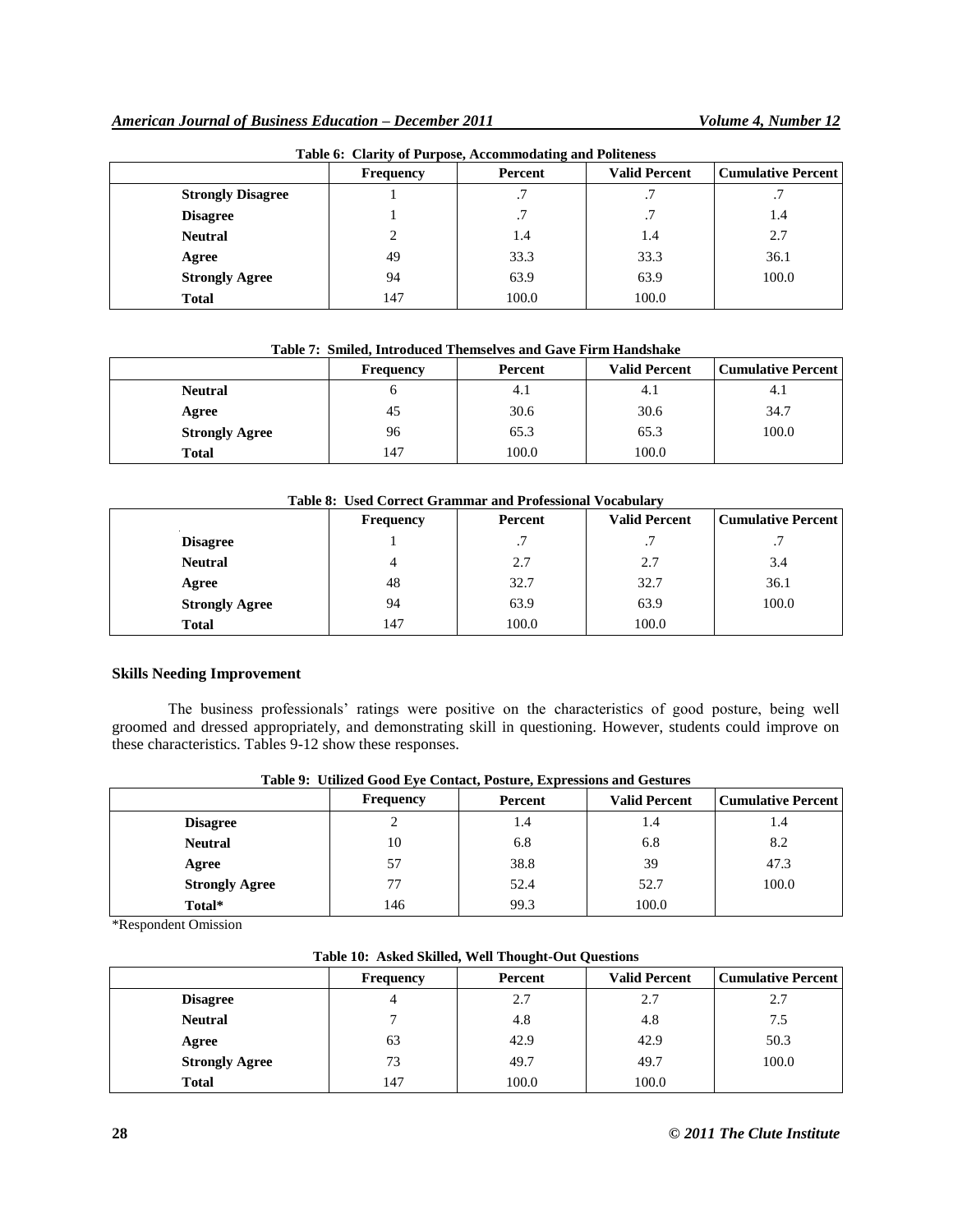**Table 6: Clarity of Purpose, Accommodating and Politeness**

| | Frequency | Percent | Valid Percent | Cumulative Percent |
|---|---|---|---|---|
| **Strongly Disagree** | 1 | .7 | .7 | .7 |
| **Disagree** | 1 | .7 | .7 | 1.4 |
| **Neutral** | 2 | 1.4 | 1.4 | 2.7 |
| **Agree** | 49 | 33.3 | 33.3 | 36.1 |
| **Strongly Agree** | 94 | 63.9 | 63.9 | 100.0 |
| **Total** | 147 | 100.0 | 100.0 | |

**Table 7: Smiled, Introduced Themselves and Gave Firm Handshake**

| | Frequency | Percent | Valid Percent | Cumulative Percent |
|---|---|---|---|---|
| **Neutral** | 6 | 4.1 | 4.1 | 4.1 |
| **Agree** | 45 | 30.6 | 30.6 | 34.7 |
| **Strongly Agree** | 96 | 65.3 | 65.3 | 100.0 |
| **Total** | 147 | 100.0 | 100.0 | |

**Table 8: Used Correct Grammar and Professional Vocabulary**

| | Frequency | Percent | Valid Percent | Cumulative Percent |
|---|---|---|---|---|
| **Disagree** | 1 | .7 | .7 | .7 |
| **Neutral** | 4 | 2.7 | 2.7 | 3.4 |
| **Agree** | 48 | 32.7 | 32.7 | 36.1 |
| **Strongly Agree** | 94 | 63.9 | 63.9 | 100.0 |
| **Total** | 147 | 100.0 | 100.0 | |

### Skills Needing Improvement

The business professionals' ratings were positive on the characteristics of good posture, being well groomed and dressed appropriately, and demonstrating skill in questioning. However, students could improve on these characteristics. Tables 9-12 show these responses.

**Table 9: Utilized Good Eye Contact, Posture, Expressions and Gestures**

| | Frequency | Percent | Valid Percent | Cumulative Percent |
|---|---|---|---|---|
| **Disagree** | 2 | 1.4 | 1.4 | 1.4 |
| **Neutral** | 10 | 6.8 | 6.8 | 8.2 |
| **Agree** | 57 | 38.8 | 39 | 47.3 |
| **Strongly Agree** | 77 | 52.4 | 52.7 | 100.0 |
| **Total*** | 146 | 99.3 | 100.0 | |

*Respondent Omission

**Table 10: Asked Skilled, Well Thought-Out Questions**

| | Frequency | Percent | Valid Percent | Cumulative Percent |
|---|---|---|---|---|
| **Disagree** | 4 | 2.7 | 2.7 | 2.7 |
| **Neutral** | 7 | 4.8 | 4.8 | 7.5 |
| **Agree** | 63 | 42.9 | 42.9 | 50.3 |
| **Strongly Agree** | 73 | 49.7 | 49.7 | 100.0 |
| **Total** | 147 | 100.0 | 100.0 | |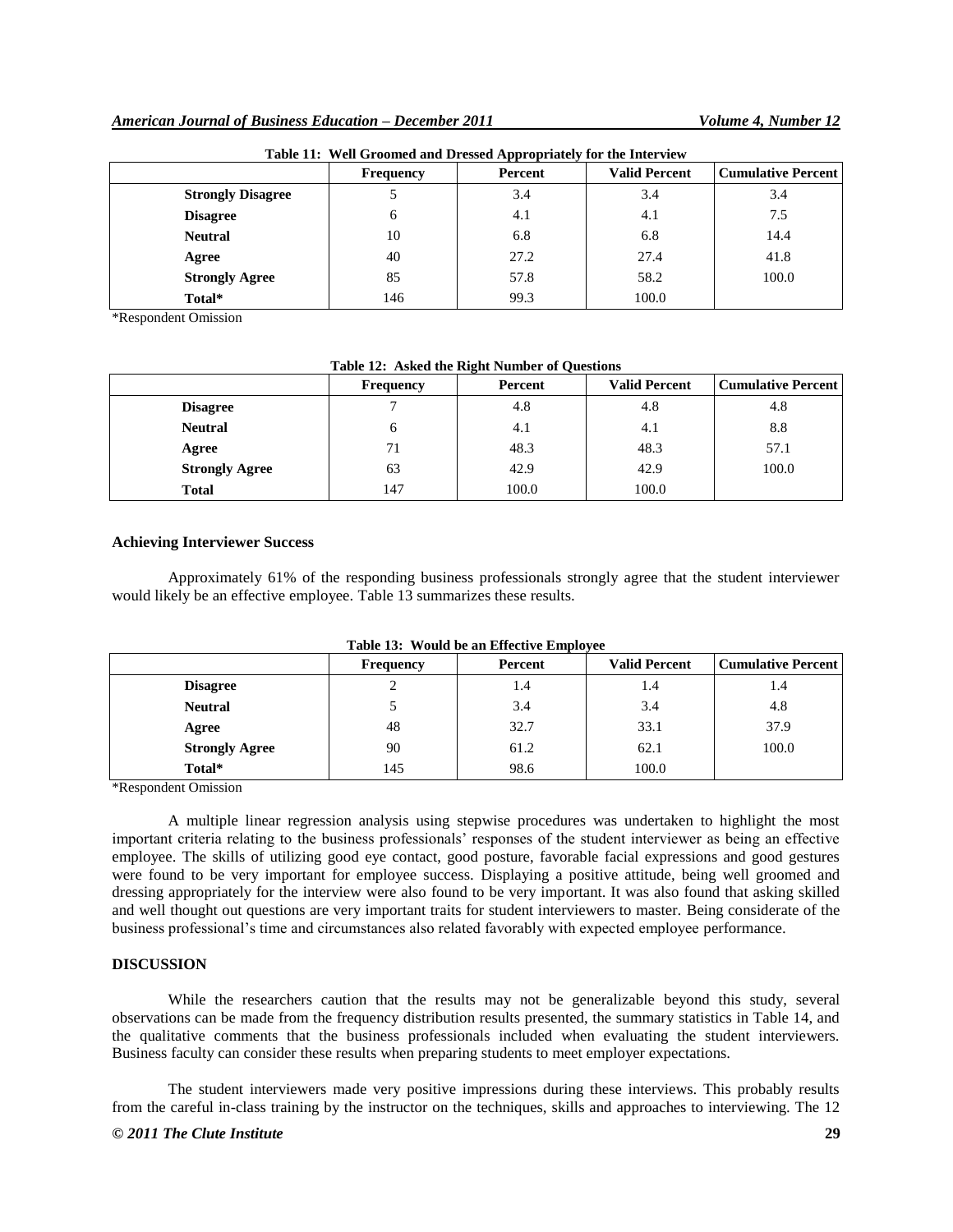**Table 11: Well Groomed and Dressed Appropriately for the Interview**

| | Frequency | Percent | Valid Percent | Cumulative Percent |
|---|---|---|---|---|
| **Strongly Disagree** | 5 | 3.4 | 3.4 | 3.4 |
| **Disagree** | 6 | 4.1 | 4.1 | 7.5 |
| **Neutral** | 10 | 6.8 | 6.8 | 14.4 |
| **Agree** | 40 | 27.2 | 27.4 | 41.8 |
| **Strongly Agree** | 85 | 57.8 | 58.2 | 100.0 |
| **Total*** | 146 | 99.3 | 100.0 | |

*Respondent Omission

**Table 12: Asked the Right Number of Questions**

| | Frequency | Percent | Valid Percent | Cumulative Percent |
|---|---|---|---|---|
| **Disagree** | 7 | 4.8 | 4.8 | 4.8 |
| **Neutral** | 6 | 4.1 | 4.1 | 8.8 |
| **Agree** | 71 | 48.3 | 48.3 | 57.1 |
| **Strongly Agree** | 63 | 42.9 | 42.9 | 100.0 |
| **Total** | 147 | 100.0 | 100.0 | |

### Achieving Interviewer Success

Approximately 61% of the responding business professionals strongly agree that the student interviewer would likely be an effective employee. Table 13 summarizes these results.

**Table 13: Would be an Effective Employee**

| | Frequency | Percent | Valid Percent | Cumulative Percent |
|---|---|---|---|---|
| **Disagree** | 2 | 1.4 | 1.4 | 1.4 |
| **Neutral** | 5 | 3.4 | 3.4 | 4.8 |
| **Agree** | 48 | 32.7 | 33.1 | 37.9 |
| **Strongly Agree** | 90 | 61.2 | 62.1 | 100.0 |
| **Total*** | 145 | 98.6 | 100.0 | |

*Respondent Omission

A multiple linear regression analysis using stepwise procedures was undertaken to highlight the most important criteria relating to the business professionals' responses of the student interviewer as being an effective employee. The skills of utilizing good eye contact, good posture, favorable facial expressions and good gestures were found to be very important for employee success. Displaying a positive attitude, being well groomed and dressing appropriately for the interview were also found to be very important. It was also found that asking skilled and well thought out questions are very important traits for student interviewers to master. Being considerate of the business professional's time and circumstances also related favorably with expected employee performance.

## DISCUSSION

While the researchers caution that the results may not be generalizable beyond this study, several observations can be made from the frequency distribution results presented, the summary statistics in Table 14, and the qualitative comments that the business professionals included when evaluating the student interviewers. Business faculty can consider these results when preparing students to meet employer expectations.

The student interviewers made very positive impressions during these interviews. This probably results from the careful in-class training by the instructor on the techniques, skills and approaches to interviewing. The 12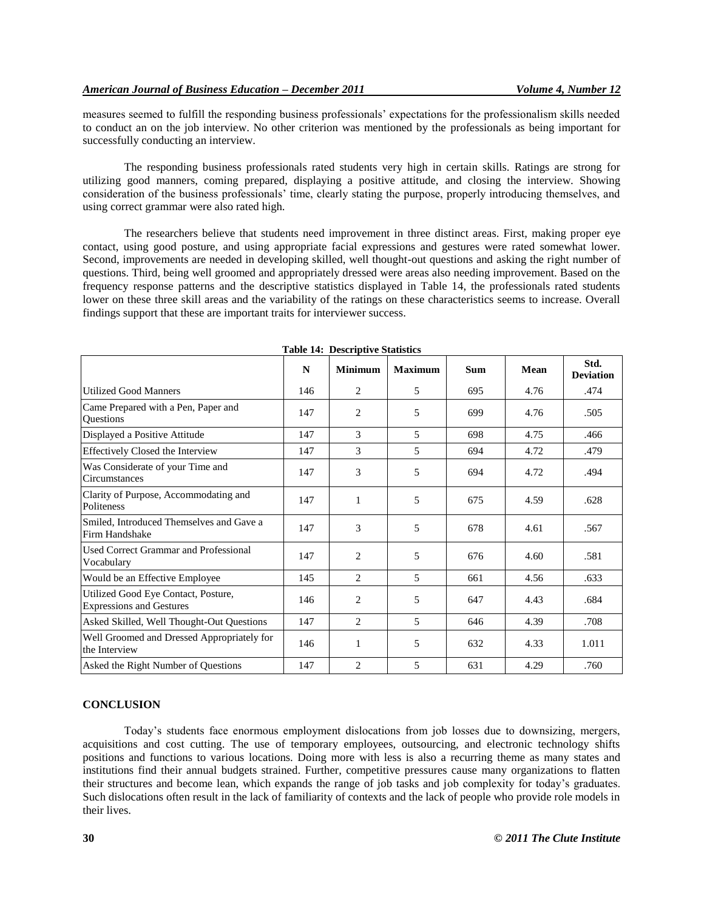measures seemed to fulfill the responding business professionals' expectations for the professionalism skills needed to conduct an on the job interview. No other criterion was mentioned by the professionals as being important for successfully conducting an interview.

The responding business professionals rated students very high in certain skills. Ratings are strong for utilizing good manners, coming prepared, displaying a positive attitude, and closing the interview. Showing consideration of the business professionals' time, clearly stating the purpose, properly introducing themselves, and using correct grammar were also rated high.

The researchers believe that students need improvement in three distinct areas. First, making proper eye contact, using good posture, and using appropriate facial expressions and gestures were rated somewhat lower. Second, improvements are needed in developing skilled, well thought-out questions and asking the right number of questions. Third, being well groomed and appropriately dressed were areas also needing improvement. Based on the frequency response patterns and the descriptive statistics displayed in Table 14, the professionals rated students lower on these three skill areas and the variability of the ratings on these characteristics seems to increase. Overall findings support that these are important traits for interviewer success.

**Table 14: Descriptive Statistics**

| | N | Minimum | Maximum | Sum | Mean | Std. Deviation |
|---|---|---|---|---|---|---|
| Utilized Good Manners | 146 | 2 | 5 | 695 | 4.76 | .474 |
| Came Prepared with a Pen, Paper and Questions | 147 | 2 | 5 | 699 | 4.76 | .505 |
| Displayed a Positive Attitude | 147 | 3 | 5 | 698 | 4.75 | .466 |
| Effectively Closed the Interview | 147 | 3 | 5 | 694 | 4.72 | .479 |
| Was Considerate of your Time and Circumstances | 147 | 3 | 5 | 694 | 4.72 | .494 |
| Clarity of Purpose, Accommodating and Politeness | 147 | 1 | 5 | 675 | 4.59 | .628 |
| Smiled, Introduced Themselves and Gave a Firm Handshake | 147 | 3 | 5 | 678 | 4.61 | .567 |
| Used Correct Grammar and Professional Vocabulary | 147 | 2 | 5 | 676 | 4.60 | .581 |
| Would be an Effective Employee | 145 | 2 | 5 | 661 | 4.56 | .633 |
| Utilized Good Eye Contact, Posture, Expressions and Gestures | 146 | 2 | 5 | 647 | 4.43 | .684 |
| Asked Skilled, Well Thought-Out Questions | 147 | 2 | 5 | 646 | 4.39 | .708 |
| Well Groomed and Dressed Appropriately for the Interview | 146 | 1 | 5 | 632 | 4.33 | 1.011 |
| Asked the Right Number of Questions | 147 | 2 | 5 | 631 | 4.29 | .760 |

## CONCLUSION

Today's students face enormous employment dislocations from job losses due to downsizing, mergers, acquisitions and cost cutting. The use of temporary employees, outsourcing, and electronic technology shifts positions and functions to various locations. Doing more with less is also a recurring theme as many states and institutions find their annual budgets strained. Further, competitive pressures cause many organizations to flatten their structures and become lean, which expands the range of job tasks and job complexity for today's graduates. Such dislocations often result in the lack of familiarity of contexts and the lack of people who provide role models in their lives.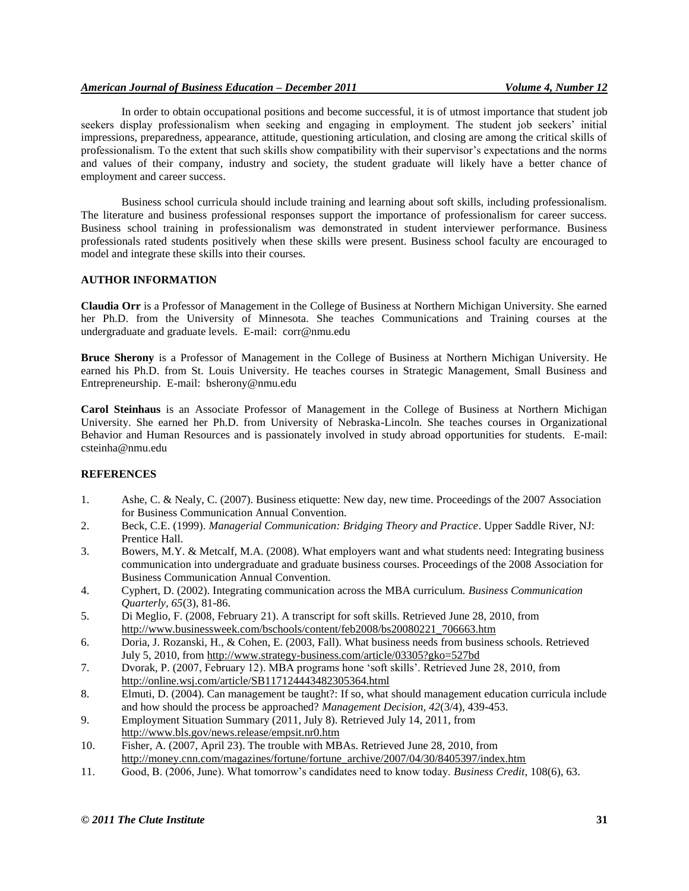In order to obtain occupational positions and become successful, it is of utmost importance that student job seekers display professionalism when seeking and engaging in employment. The student job seekers' initial impressions, preparedness, appearance, attitude, questioning articulation, and closing are among the critical skills of professionalism. To the extent that such skills show compatibility with their supervisor's expectations and the norms and values of their company, industry and society, the student graduate will likely have a better chance of employment and career success.

Business school curricula should include training and learning about soft skills, including professionalism. The literature and business professional responses support the importance of professionalism for career success. Business school training in professionalism was demonstrated in student interviewer performance. Business professionals rated students positively when these skills were present. Business school faculty are encouraged to model and integrate these skills into their courses.

## AUTHOR INFORMATION

**Claudia Orr** is a Professor of Management in the College of Business at Northern Michigan University. She earned her Ph.D. from the University of Minnesota. She teaches Communications and Training courses at the undergraduate and graduate levels. E-mail: corr@nmu.edu

**Bruce Sherony** is a Professor of Management in the College of Business at Northern Michigan University. He earned his Ph.D. from St. Louis University. He teaches courses in Strategic Management, Small Business and Entrepreneurship. E-mail: bsherony@nmu.edu

**Carol Steinhaus** is an Associate Professor of Management in the College of Business at Northern Michigan University. She earned her Ph.D. from University of Nebraska-Lincoln. She teaches courses in Organizational Behavior and Human Resources and is passionately involved in study abroad opportunities for students. E-mail: csteinha@nmu.edu

## REFERENCES

1. Ashe, C. & Nealy, C. (2007). Business etiquette: New day, new time. Proceedings of the 2007 Association for Business Communication Annual Convention.
2. Beck, C.E. (1999). *Managerial Communication: Bridging Theory and Practice*. Upper Saddle River, NJ: Prentice Hall.
3. Bowers, M.Y. & Metcalf, M.A. (2008). What employers want and what students need: Integrating business communication into undergraduate and graduate business courses. Proceedings of the 2008 Association for Business Communication Annual Convention.
4. Cyphert, D. (2002). Integrating communication across the MBA curriculum. *Business Communication Quarterly, 65*(3), 81-86.
5. Di Meglio, F. (2008, February 21). A transcript for soft skills. Retrieved June 28, 2010, from http://www.businessweek.com/bschools/content/feb2008/bs20080221_706663.htm
6. Doria, J. Rozanski, H., & Cohen, E. (2003, Fall). What business needs from business schools. Retrieved July 5, 2010, from http://www.strategy-business.com/article/03305?gko=527bd
7. Dvorak, P. (2007, February 12). MBA programs hone 'soft skills'. Retrieved June 28, 2010, from http://online.wsj.com/article/SB117124443482305364.html
8. Elmuti, D. (2004). Can management be taught?: If so, what should management education curricula include and how should the process be approached? *Management Decision, 42*(3/4), 439-453.
9. Employment Situation Summary (2011, July 8). Retrieved July 14, 2011, from http://www.bls.gov/news.release/empsit.nr0.htm
10. Fisher, A. (2007, April 23). The trouble with MBAs. Retrieved June 28, 2010, from http://money.cnn.com/magazines/fortune/fortune_archive/2007/04/30/8405397/index.htm
11. Good, B. (2006, June). What tomorrow's candidates need to know today. *Business Credit*, 108(6), 63.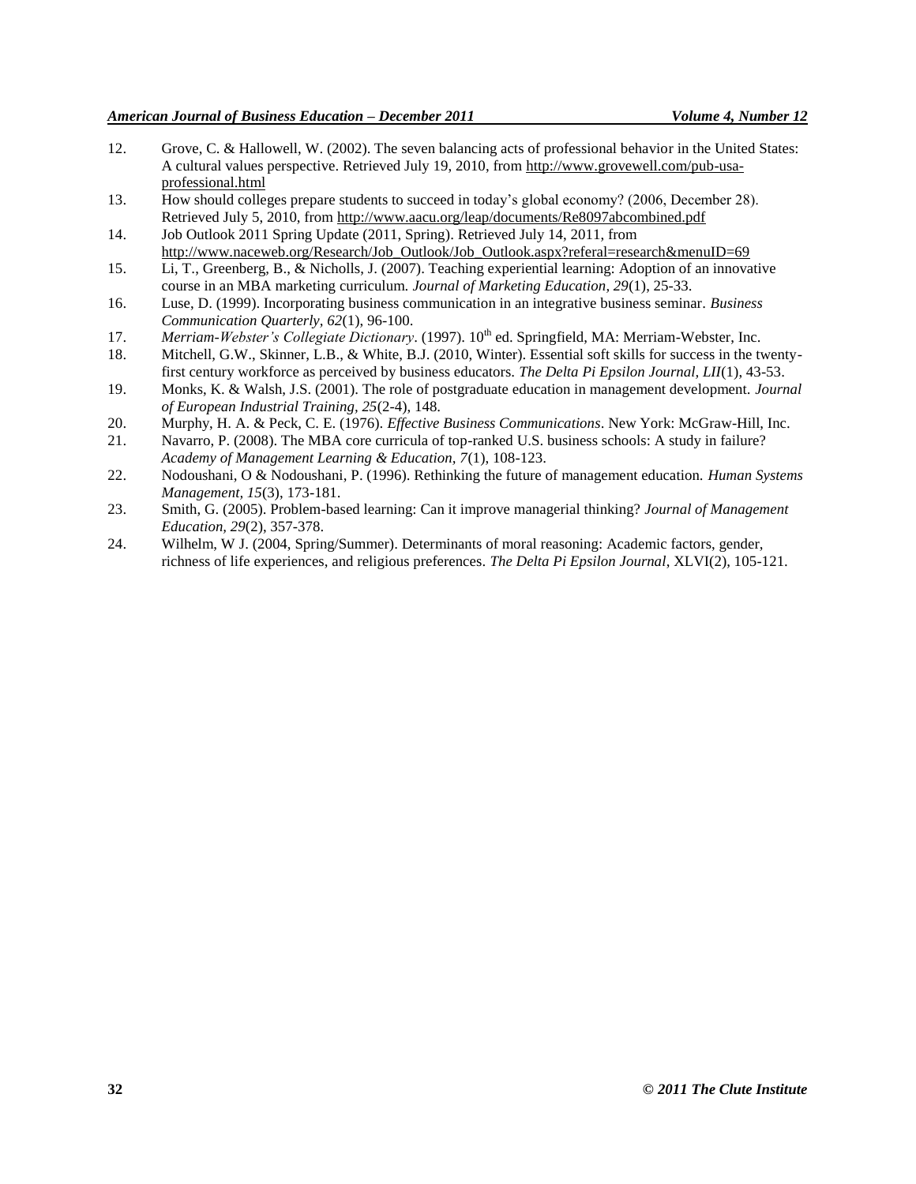12. Grove, C. & Hallowell, W. (2002). The seven balancing acts of professional behavior in the United States: A cultural values perspective. Retrieved July 19, 2010, from http://www.grovewell.com/pub-usa-professional.html
13. How should colleges prepare students to succeed in today's global economy? (2006, December 28). Retrieved July 5, 2010, from http://www.aacu.org/leap/documents/Re8097abcombined.pdf
14. Job Outlook 2011 Spring Update (2011, Spring). Retrieved July 14, 2011, from http://www.naceweb.org/Research/Job_Outlook/Job_Outlook.aspx?referal=research&menuID=69
15. Li, T., Greenberg, B., & Nicholls, J. (2007). Teaching experiential learning: Adoption of an innovative course in an MBA marketing curriculum. *Journal of Marketing Education, 29*(1), 25-33.
16. Luse, D. (1999). Incorporating business communication in an integrative business seminar. *Business Communication Quarterly, 62*(1), 96-100.
17. *Merriam-Webster's Collegiate Dictionary*. (1997). 10th ed. Springfield, MA: Merriam-Webster, Inc.
18. Mitchell, G.W., Skinner, L.B., & White, B.J. (2010, Winter). Essential soft skills for success in the twenty-first century workforce as perceived by business educators. *The Delta Pi Epsilon Journal, LII*(1), 43-53.
19. Monks, K. & Walsh, J.S. (2001). The role of postgraduate education in management development. *Journal of European Industrial Training, 25*(2-4), 148.
20. Murphy, H. A. & Peck, C. E. (1976). *Effective Business Communications*. New York: McGraw-Hill, Inc.
21. Navarro, P. (2008). The MBA core curricula of top-ranked U.S. business schools: A study in failure? *Academy of Management Learning & Education, 7*(1), 108-123.
22. Nodoushani, O & Nodoushani, P. (1996). Rethinking the future of management education. *Human Systems Management, 15*(3), 173-181.
23. Smith, G. (2005). Problem-based learning: Can it improve managerial thinking? *Journal of Management Education, 29*(2), 357-378.
24. Wilhelm, W J. (2004, Spring/Summer). Determinants of moral reasoning: Academic factors, gender, richness of life experiences, and religious preferences. *The Delta Pi Epsilon Journal*, XLVI(2), 105-121.